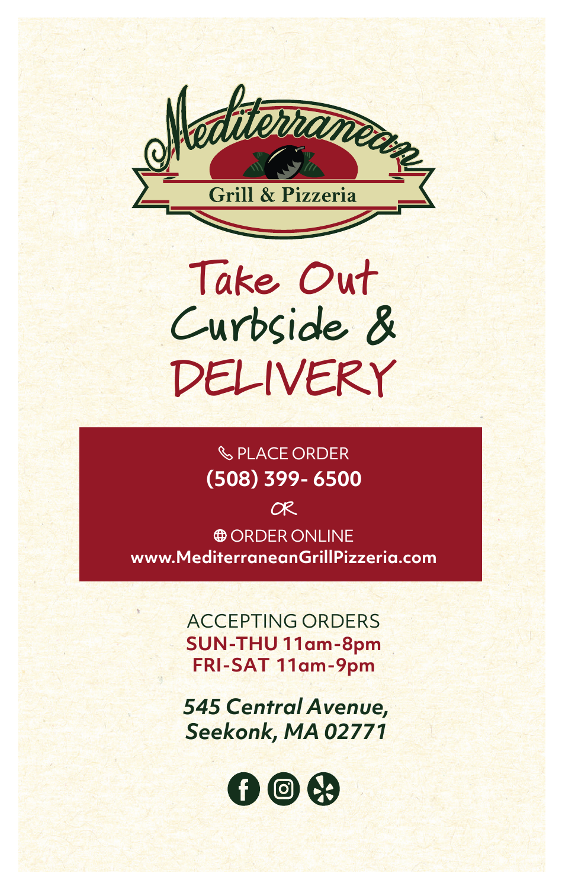# Mediterranean Grill & Pizzeria

## Take Out Curbside & DELIVERY

PLACE ORDER
**(508) 399- 6500**

OR

ORDER ONLINE
**www.MediterraneanGrillPizzeria.com**

ACCEPTING ORDERS
**SUN-THU 11am-8pm**
**FRI-SAT 11am-9pm**

***545 Central Avenue, Seekonk, MA 02771***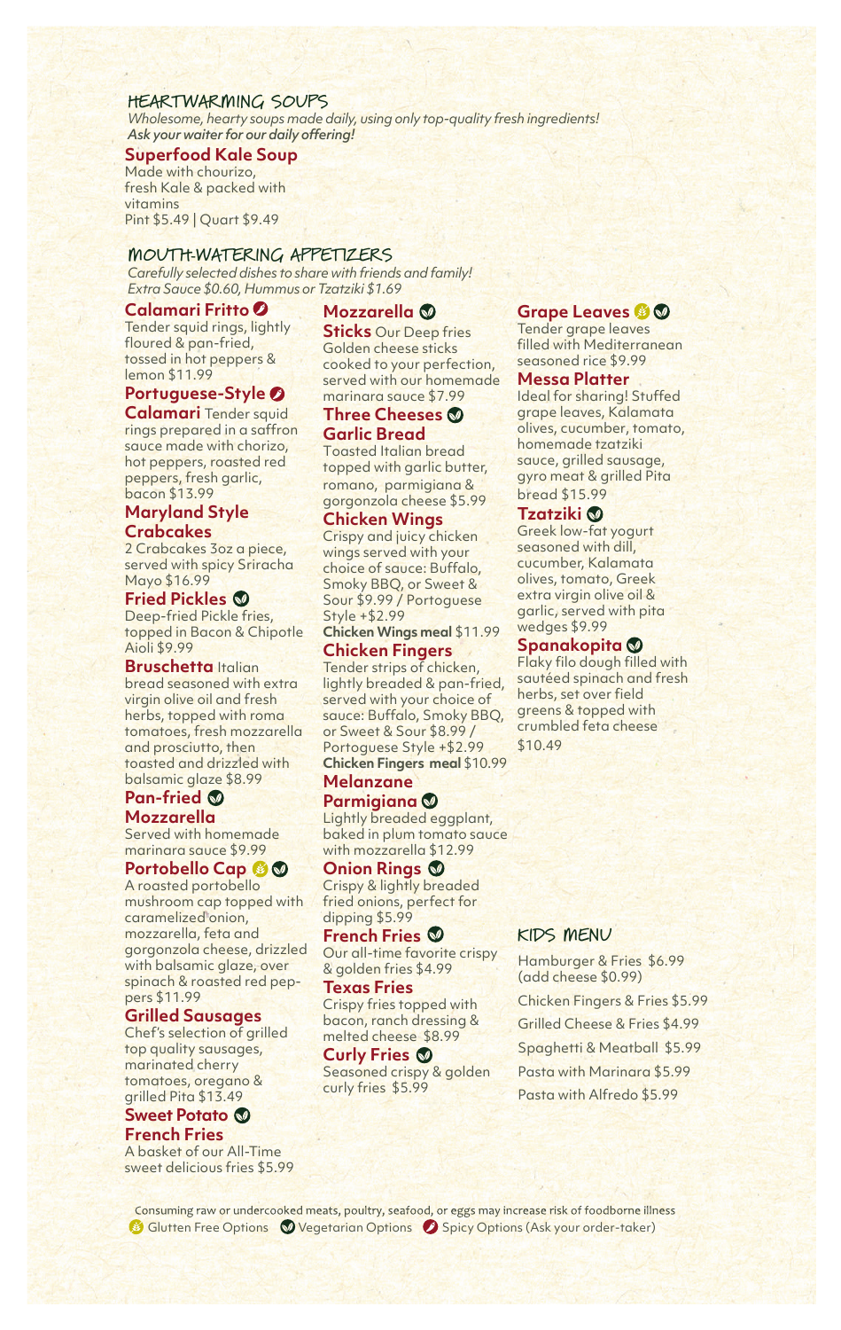## HEARTWARMING SOUPS

*Wholesome, hearty soups made daily, using only top-quality fresh ingredients!*
***Ask your waiter for our daily offering!***

**Superfood Kale Soup**
Made with chourizo, fresh Kale & packed with vitamins
Pint $5.49 | Quart $9.49

## MOUTH-WATERING APPETIZERS

*Carefully selected dishes to share with friends and family!*
*Extra Sauce $0.60, Hummus or Tzatziki $1.69*

**Calamari Fritto** (Spicy)
Tender squid rings, lightly floured & pan-fried, tossed in hot peppers & lemon $11.99

**Portuguese-Style Calamari** (Spicy)
Tender squid rings prepared in a saffron sauce made with chorizo, hot peppers, roasted red peppers, fresh garlic, bacon $13.99

**Maryland Style Crabcakes**
2 Crabcakes 3oz a piece, served with spicy Sriracha Mayo $16.99

**Fried Pickles** (Vegetarian)
Deep-fried Pickle fries, topped in Bacon & Chipotle Aioli $9.99

**Bruschetta**
Italian bread seasoned with extra virgin olive oil and fresh herbs, topped with roma tomatoes, fresh mozzarella and prosciutto, then toasted and drizzled with balsamic glaze $8.99

**Pan-fried Mozzarella** (Vegetarian)
Served with homemade marinara sauce $9.99

**Portobello Cap** (Gluten Free) (Vegetarian)
A roasted portobello mushroom cap topped with caramelized onion, mozzarella, feta and gorgonzola cheese, drizzled with balsamic glaze, over spinach & roasted red peppers $11.99

**Grilled Sausages**
Chef's selection of grilled top quality sausages, marinated cherry tomatoes, oregano & grilled Pita $13.49

**Sweet Potato French Fries** (Vegetarian)
A basket of our All-Time sweet delicious fries $5.99

**Mozzarella Sticks** (Vegetarian)
Our Deep fries Golden cheese sticks cooked to your perfection, served with our homemade marinara sauce $7.99

**Three Cheeses Garlic Bread** (Vegetarian)
Toasted Italian bread topped with garlic butter, romano, parmigiana & gorgonzola cheese $5.99

**Chicken Wings**
Crispy and juicy chicken wings served with your choice of sauce: Buffalo, Smoky BBQ, or Sweet & Sour $9.99 / Portoguese Style +$2.99
**Chicken Wings meal** $11.99

**Chicken Fingers**
Tender strips of chicken, lightly breaded & pan-fried, served with your choice of sauce: Buffalo, Smoky BBQ, or Sweet & Sour $8.99 / Portoguese Style +$2.99
**Chicken Fingers meal** $10.99

**Melanzane Parmigiana** (Vegetarian)
Lightly breaded eggplant, baked in plum tomato sauce with mozzarella $12.99

**Onion Rings** (Vegetarian)
Crispy & lightly breaded fried onions, perfect for dipping $5.99

**French Fries** (Vegetarian)
Our all-time favorite crispy & golden fries $4.99

**Texas Fries**
Crispy fries topped with bacon, ranch dressing & melted cheese $8.99

**Curly Fries** (Vegetarian)
Seasoned crispy & golden curly fries $5.99

**Grape Leaves** (Gluten Free) (Vegetarian)
Tender grape leaves filled with Mediterranean seasoned rice $9.99

**Messa Platter**
Ideal for sharing! Stuffed grape leaves, Kalamata olives, cucumber, tomato, homemade tzatziki sauce, grilled sausage, gyro meat & grilled Pita bread $15.99

**Tzatziki** (Vegetarian)
Greek low-fat yogurt seasoned with dill, cucumber, Kalamata olives, tomato, Greek extra virgin olive oil & garlic, served with pita wedges $9.99

**Spanakopita** (Vegetarian)
Flaky filo dough filled with sautéed spinach and fresh herbs, set over field greens & topped with crumbled feta cheese $10.49

## KIDS MENU

Hamburger & Fries $6.99 (add cheese $0.99)

Chicken Fingers & Fries $5.99

Grilled Cheese & Fries $4.99

Spaghetti & Meatball $5.99

Pasta with Marinara $5.99

Pasta with Alfredo $5.99

Consuming raw or undercooked meats, poultry, seafood, or eggs may increase risk of foodborne illness

Gluten Free Options | Vegetarian Options | Spicy Options (Ask your order-taker)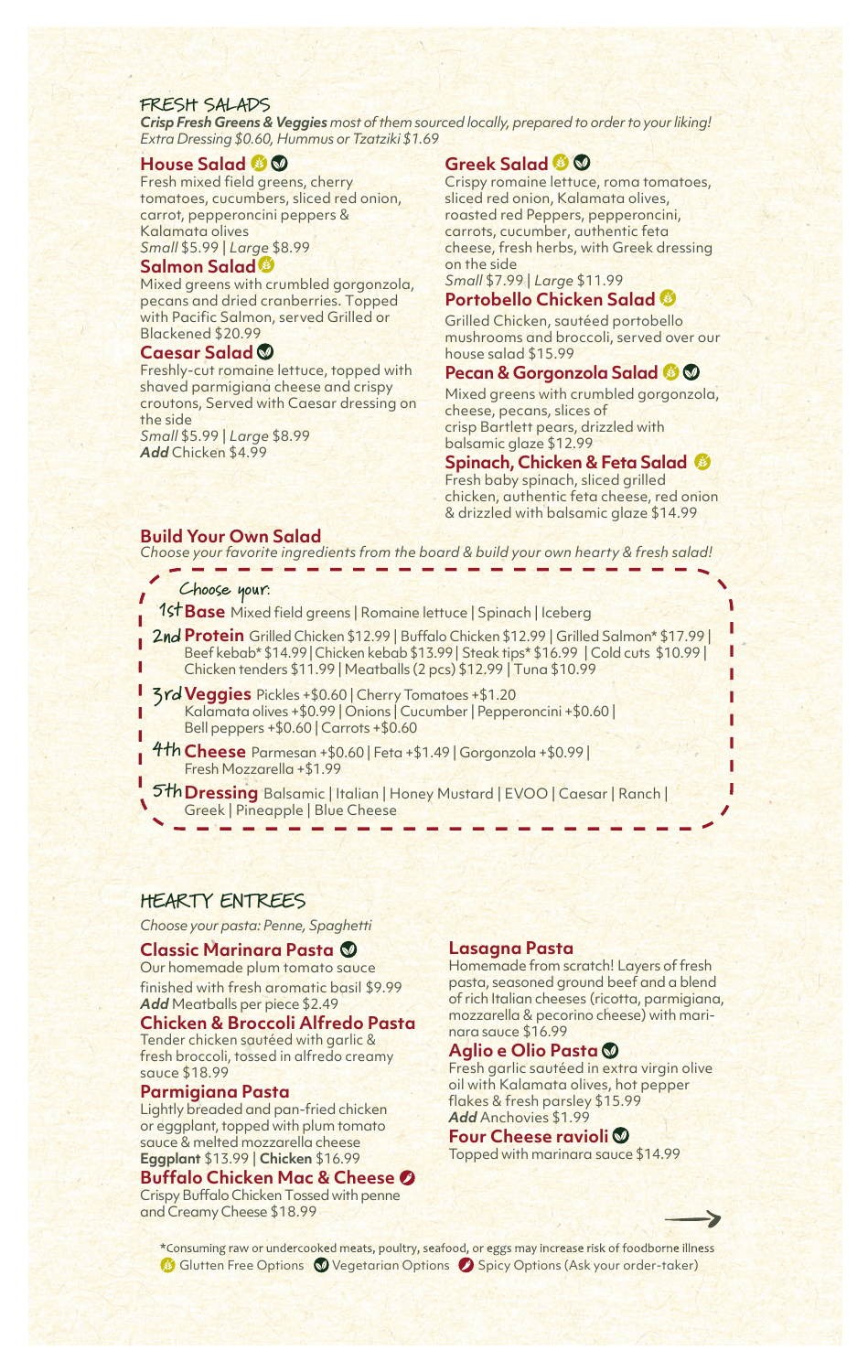## FRESH SALADS

***Crisp Fresh Greens & Veggies*** *most of them sourced locally, prepared to order to your liking!*
*Extra Dressing $0.60, Hummus or Tzatziki $1.69*

### House Salad (Gluten Free) (Vegetarian)

Fresh mixed field greens, cherry tomatoes, cucumbers, sliced red onion, carrot, pepperoncini peppers & Kalamata olives
*Small* $5.99 | *Large* $8.99

### Salmon Salad (Gluten Free)

Mixed greens with crumbled gorgonzola, pecans and dried cranberries. Topped with Pacific Salmon, served Grilled or Blackened $20.99

### Caesar Salad (Vegetarian)

Freshly-cut romaine lettuce, topped with shaved parmigiana cheese and crispy croutons, Served with Caesar dressing on the side
*Small* $5.99 | *Large* $8.99
***Add*** Chicken $4.99

### Greek Salad (Gluten Free) (Vegetarian)

Crispy romaine lettuce, roma tomatoes, sliced red onion, Kalamata olives, roasted red Peppers, pepperoncini, carrots, cucumber, authentic feta cheese, fresh herbs, with Greek dressing on the side
*Small* $7.99 | *Large* $11.99

### Portobello Chicken Salad (Gluten Free)

Grilled Chicken, sautéed portobello mushrooms and broccoli, served over our house salad $15.99

### Pecan & Gorgonzola Salad (Gluten Free) (Vegetarian)

Mixed greens with crumbled gorgonzola, cheese, pecans, slices of crisp Bartlett pears, drizzled with balsamic glaze $12.99

### Spinach, Chicken & Feta Salad (Gluten Free)

Fresh baby spinach, sliced grilled chicken, authentic feta cheese, red onion & drizzled with balsamic glaze $14.99

### Build Your Own Salad

*Choose your favorite ingredients from the board & build your own hearty & fresh salad!*

Choose your:

- 1st **Base** Mixed field greens | Romaine lettuce | Spinach | Iceberg
- 2nd **Protein** Grilled Chicken $12.99 | Buffalo Chicken $12.99 | Grilled Salmon* $17.99 | Beef kebab* $14.99 | Chicken kebab $13.99 | Steak tips* $16.99 | Cold cuts $10.99 | Chicken tenders $11.99 | Meatballs (2 pcs) $12.99 | Tuna $10.99
- 3rd **Veggies** Pickles +$0.60 | Cherry Tomatoes +$1.20 | Kalamata olives +$0.99 | Onions | Cucumber | Pepperoncini +$0.60 | Bell peppers +$0.60 | Carrots +$0.60
- 4th **Cheese** Parmesan +$0.60 | Feta +$1.49 | Gorgonzola +$0.99 | Fresh Mozzarella +$1.99
- 5th **Dressing** Balsamic | Italian | Honey Mustard | EVOO | Caesar | Ranch | Greek | Pineapple | Blue Cheese

## HEARTY ENTREES

*Choose your pasta: Penne, Spaghetti*

### Classic Marinara Pasta (Vegetarian)

Our homemade plum tomato sauce finished with fresh aromatic basil $9.99
***Add*** Meatballs per piece $2.49

### Chicken & Broccoli Alfredo Pasta

Tender chicken sautéed with garlic & fresh broccoli, tossed in alfredo creamy sauce $18.99

### Parmigiana Pasta

Lightly breaded and pan-fried chicken or eggplant, topped with plum tomato sauce & melted mozzarella cheese
**Eggplant** $13.99 | **Chicken** $16.99

### Buffalo Chicken Mac & Cheese (Spicy)

Crispy Buffalo Chicken Tossed with penne and Creamy Cheese $18.99

### Lasagna Pasta

Homemade from scratch! Layers of fresh pasta, seasoned ground beef and a blend of rich Italian cheeses (ricotta, parmigiana, mozzarella & pecorino cheese) with marinara sauce $16.99

### Aglio e Olio Pasta (Vegetarian)

Fresh garlic sautéed in extra virgin olive oil with Kalamata olives, hot pepper flakes & fresh parsley $15.99
***Add*** Anchovies $1.99

### Four Cheese ravioli (Vegetarian)

Topped with marinara sauce $14.99

*Consuming raw or undercooked meats, poultry, seafood, or eggs may increase risk of foodborne illness

Gluten Free Options | Vegetarian Options | Spicy Options (Ask your order-taker)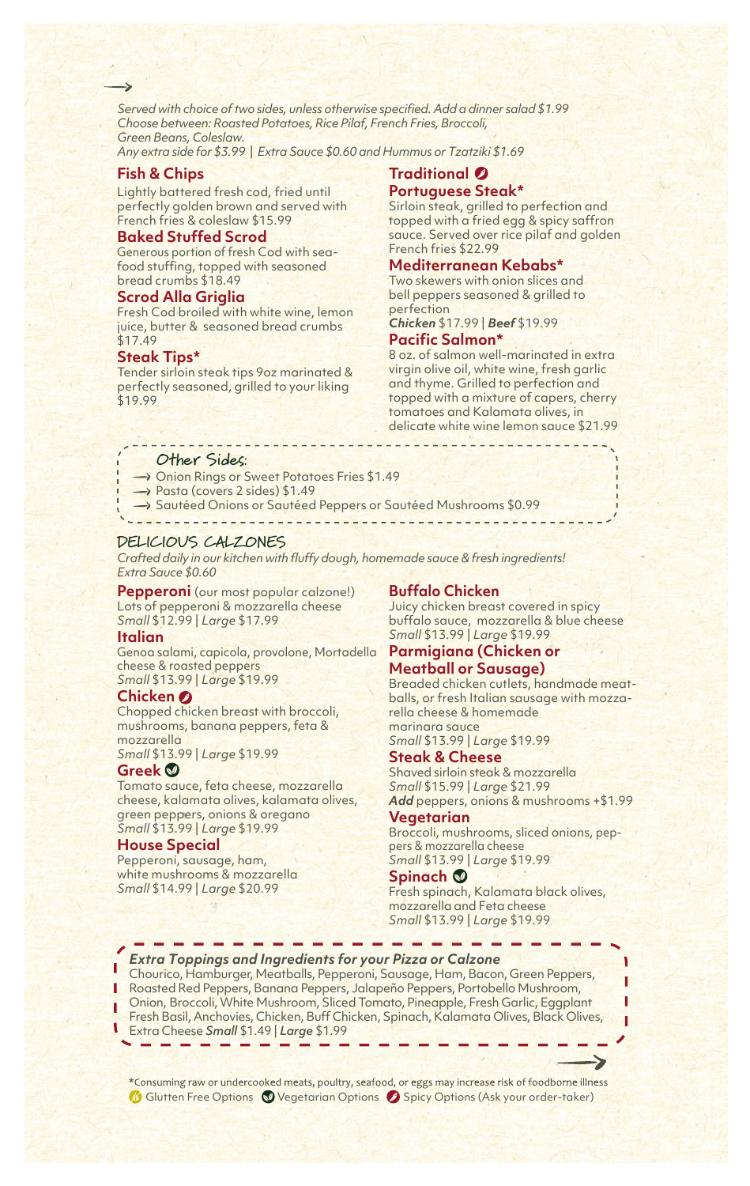*Served with choice of two sides, unless otherwise specified. Add a dinner salad $1.99*
*Choose between: Roasted Potatoes, Rice Pilaf, French Fries, Broccoli, Green Beans, Coleslaw.*
*Any extra side for $3.99 | Extra Sauce $0.60 and Hummus or Tzatziki $1.69*

### Fish & Chips
Lightly battered fresh cod, fried until perfectly golden brown and served with French fries & coleslaw $15.99

### Baked Stuffed Scrod
Generous portion of fresh Cod with seafood stuffing, topped with seasoned bread crumbs $18.49

### Scrod Alla Griglia
Fresh Cod broiled with white wine, lemon juice, butter & seasoned bread crumbs $17.49

### Steak Tips*
Tender sirloin steak tips 9oz marinated & perfectly seasoned, grilled to your liking $19.99

### Traditional Portuguese Steak*
Sirloin steak, grilled to perfection and topped with a fried egg & spicy saffron sauce. Served over rice pilaf and golden French fries $22.99

### Mediterranean Kebabs*
Two skewers with onion slices and bell peppers seasoned & grilled to perfection
***Chicken*** $17.99 | ***Beef*** $19.99

### Pacific Salmon*
8 oz. of salmon well-marinated in extra virgin olive oil, white wine, fresh garlic and thyme. Grilled to perfection and topped with a mixture of capers, cherry tomatoes and Kalamata olives, in delicate white wine lemon sauce $21.99

### Other Sides:
- Onion Rings or Sweet Potatoes Fries $1.49
- Pasta (covers 2 sides) $1.49
- Sautéed Onions or Sautéed Peppers or Sautéed Mushrooms $0.99

## DELICIOUS CALZONES
*Crafted daily in our kitchen with fluffy dough, homemade sauce & fresh ingredients!*
*Extra Sauce $0.60*

### Pepperoni (our most popular calzone!)
Lots of pepperoni & mozzarella cheese
*Small* $12.99 | *Large* $17.99

### Italian
Genoa salami, capicola, provolone, Mortadella cheese & roasted peppers
*Small* $13.99 | *Large* $19.99

### Chicken
Chopped chicken breast with broccoli, mushrooms, banana peppers, feta & mozzarella
*Small* $13.99 | *Large* $19.99

### Greek
Tomato sauce, feta cheese, mozzarella cheese, kalamata olives, kalamata olives, green peppers, onions & oregano
*Small* $13.99 | *Large* $19.99

### House Special
Pepperoni, sausage, ham, white mushrooms & mozzarella
*Small* $14.99 | *Large* $20.99

### Buffalo Chicken
Juicy chicken breast covered in spicy buffalo sauce, mozzarella & blue cheese
*Small* $13.99 | *Large* $19.99

### Parmigiana (Chicken or Meatball or Sausage)
Breaded chicken cutlets, handmade meatballs, or fresh Italian sausage with mozzarella cheese & homemade marinara sauce
*Small* $13.99 | *Large* $19.99

### Steak & Cheese
Shaved sirloin steak & mozzarella
*Small* $15.99 | *Large* $21.99
***Add*** peppers, onions & mushrooms +$1.99

### Vegetarian
Broccoli, mushrooms, sliced onions, peppers & mozzarella cheese
*Small* $13.99 | *Large* $19.99

### Spinach
Fresh spinach, Kalamata black olives, mozzarella and Feta cheese
*Small* $13.99 | *Large* $19.99

***Extra Toppings and Ingredients for your Pizza or Calzone***
Chourico, Hamburger, Meatballs, Pepperoni, Sausage, Ham, Bacon, Green Peppers, Roasted Red Peppers, Banana Peppers, Jalapeño Peppers, Portobello Mushroom, Onion, Broccoli, White Mushroom, Sliced Tomato, Pineapple, Fresh Garlic, Eggplant Fresh Basil, Anchovies, Chicken, Buff Chicken, Spinach, Kalamata Olives, Black Olives, Extra Cheese ***Small*** $1.49 | ***Large*** $1.99

*Consuming raw or undercooked meats, poultry, seafood, or eggs may increase risk of foodborne illness
Gluten Free Options | Vegetarian Options | Spicy Options (Ask your order-taker)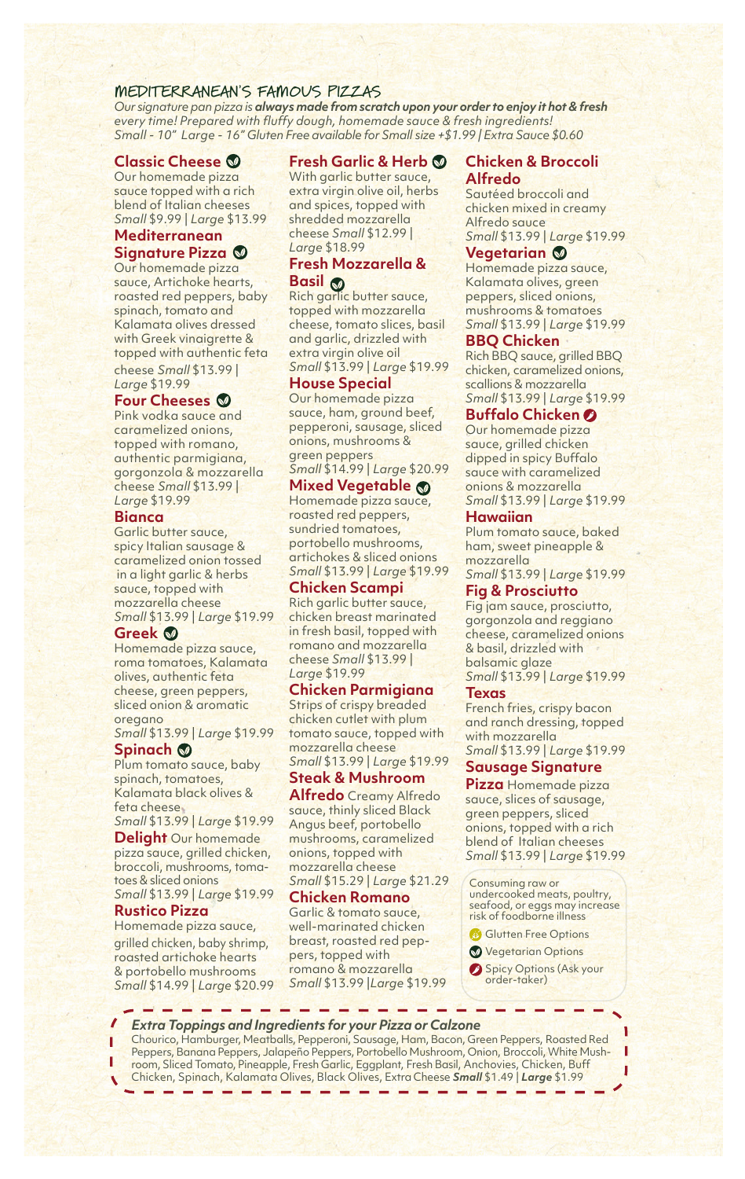## MEDITERRANEAN'S FAMOUS PIZZAS

*Our signature pan pizza is* ***always made from scratch upon your order to enjoy it hot & fresh*** *every time! Prepared with fluffy dough, homemade sauce & fresh ingredients!*
*Small - 10" Large - 16" Gluten Free available for Small size +$1.99 | Extra Sauce $0.60*

### Classic Cheese (Vegetarian)
Our homemade pizza sauce topped with a rich blend of Italian cheeses *Small* $9.99 | *Large* $13.99

### Mediterranean Signature Pizza (Vegetarian)
Our homemade pizza sauce, Artichoke hearts, roasted red peppers, baby spinach, tomato and Kalamata olives dressed with Greek vinaigrette & topped with authentic feta cheese *Small* $13.99 | *Large* $19.99

### Four Cheeses (Vegetarian)
Pink vodka sauce and caramelized onions, topped with romano, authentic parmigiana, gorgonzola & mozzarella cheese *Small* $13.99 | *Large* $19.99

### Bianca
Garlic butter sauce, spicy Italian sausage & caramelized onion tossed in a light garlic & herbs sauce, topped with mozzarella cheese
*Small* $13.99 | *Large* $19.99

### Greek (Vegetarian)
Homemade pizza sauce, roma tomatoes, Kalamata olives, authentic feta cheese, green peppers, sliced onion & aromatic oregano
*Small* $13.99 | *Large* $19.99

### Spinach (Vegetarian)
Plum tomato sauce, baby spinach, tomatoes, Kalamata black olives & feta cheese
*Small* $13.99 | *Large* $19.99

### Delight
Our homemade pizza sauce, grilled chicken, broccoli, mushrooms, tomatoes & sliced onions
*Small* $13.99 | *Large* $19.99

### Rustico Pizza
Homemade pizza sauce, grilled chicken, baby shrimp, roasted artichoke hearts & portobello mushrooms
*Small* $14.99 | *Large* $20.99

### Fresh Garlic & Herb (Vegetarian)
With garlic butter sauce, extra virgin olive oil, herbs and spices, topped with shredded mozzarella cheese *Small* $12.99 | *Large* $18.99

### Fresh Mozzarella & Basil (Vegetarian)
Rich garlic butter sauce, topped with mozzarella cheese, tomato slices, basil and garlic, drizzled with extra virgin olive oil
*Small* $13.99 | *Large* $19.99

### House Special
Our homemade pizza sauce, ham, ground beef, pepperoni, sausage, sliced onions, mushrooms & green peppers
*Small* $14.99 | *Large* $20.99

### Mixed Vegetable (Vegetarian)
Homemade pizza sauce, roasted red peppers, sundried tomatoes, portobello mushrooms, artichokes & sliced onions
*Small* $13.99 | *Large* $19.99

### Chicken Scampi
Rich garlic butter sauce, chicken breast marinated in fresh basil, topped with romano and mozzarella cheese *Small* $13.99 | *Large* $19.99

### Chicken Parmigiana
Strips of crispy breaded chicken cutlet with plum tomato sauce, topped with mozzarella cheese
*Small* $13.99 | *Large* $19.99

### Steak & Mushroom Alfredo
Creamy Alfredo sauce, thinly sliced Black Angus beef, portobello mushrooms, caramelized onions, topped with mozzarella cheese
*Small* $15.29 | *Large* $21.29

### Chicken Romano
Garlic & tomato sauce, well-marinated chicken breast, roasted red peppers, topped with romano & mozzarella
*Small* $13.99 |*Large* $19.99

### Chicken & Broccoli Alfredo
Sautéed broccoli and chicken mixed in creamy Alfredo sauce
*Small* $13.99 | *Large* $19.99

### Vegetarian (Vegetarian)
Homemade pizza sauce, Kalamata olives, green peppers, sliced onions, mushrooms & tomatoes
*Small* $13.99 | *Large* $19.99

### BBQ Chicken
Rich BBQ sauce, grilled BBQ chicken, caramelized onions, scallions & mozzarella
*Small* $13.99 | *Large* $19.99

### Buffalo Chicken (Spicy)
Our homemade pizza sauce, grilled chicken dipped in spicy Buffalo sauce with caramelized onions & mozzarella
*Small* $13.99 | *Large* $19.99

### Hawaiian
Plum tomato sauce, baked ham, sweet pineapple & mozzarella
*Small* $13.99 | *Large* $19.99

### Fig & Prosciutto
Fig jam sauce, prosciutto, gorgonzola and reggiano cheese, caramelized onions & basil, drizzled with balsamic glaze
*Small* $13.99 | *Large* $19.99

### Texas
French fries, crispy bacon and ranch dressing, topped with mozzarella
*Small* $13.99 | *Large* $19.99

### Sausage Signature Pizza
Homemade pizza sauce, slices of sausage, green peppers, sliced onions, topped with a rich blend of Italian cheeses
*Small* $13.99 | *Large* $19.99

Consuming raw or undercooked meats, poultry, seafood, or eggs may increase risk of foodborne illness

- Gluten Free Options
- Vegetarian Options
- Spicy Options (Ask your order-taker)

***Extra Toppings and Ingredients for your Pizza or Calzone***
Chourico, Hamburger, Meatballs, Pepperoni, Sausage, Ham, Bacon, Green Peppers, Roasted Red Peppers, Banana Peppers, Jalapeño Peppers, Portobello Mushroom, Onion, Broccoli, White Mushroom, Sliced Tomato, Pineapple, Fresh Garlic, Eggplant, Fresh Basil, Anchovies, Chicken, Buff Chicken, Spinach, Kalamata Olives, Black Olives, Extra Cheese ***Small*** $1.49 | ***Large*** $1.99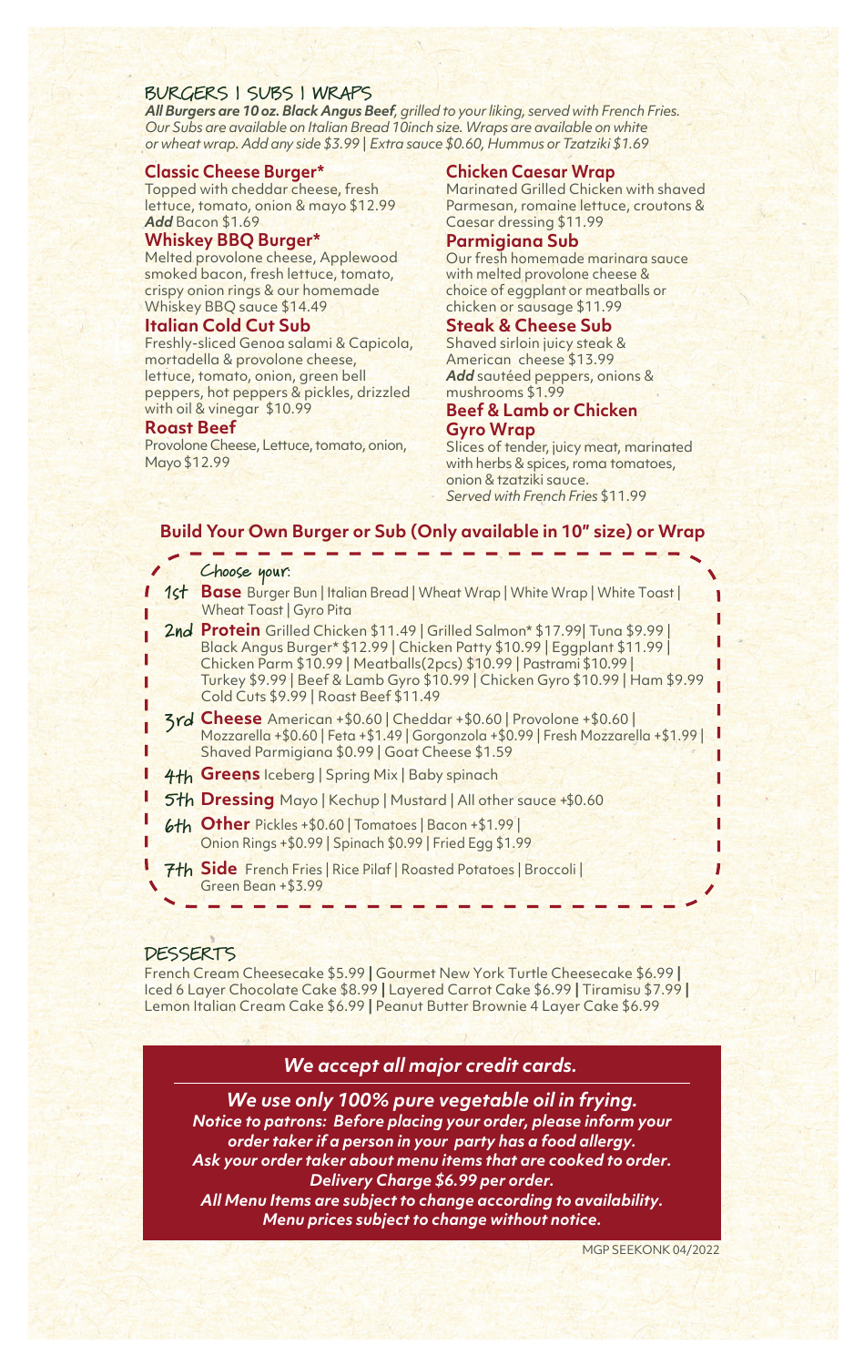## BURGERS | SUBS | WRAPS

***All Burgers are 10 oz. Black Angus Beef**, grilled to your liking, served with French Fries. Our Subs are available on Italian Bread 10inch size. Wraps are available on white or wheat wrap. Add any side $3.99 | Extra sauce $0.60, Hummus or Tzatziki $1.69*

### Classic Cheese Burger*
Topped with cheddar cheese, fresh lettuce, tomato, onion & mayo $12.99
***Add*** Bacon $1.69

### Whiskey BBQ Burger*
Melted provolone cheese, Applewood smoked bacon, fresh lettuce, tomato, crispy onion rings & our homemade Whiskey BBQ sauce $14.49

### Italian Cold Cut Sub
Freshly-sliced Genoa salami & Capicola, mortadella & provolone cheese, lettuce, tomato, onion, green bell peppers, hot peppers & pickles, drizzled with oil & vinegar $10.99

### Roast Beef
Provolone Cheese, Lettuce, tomato, onion, Mayo $12.99

### Chicken Caesar Wrap
Marinated Grilled Chicken with shaved Parmesan, romaine lettuce, croutons & Caesar dressing $11.99

### Parmigiana Sub
Our fresh homemade marinara sauce with melted provolone cheese & choice of eggplant or meatballs or chicken or sausage $11.99

### Steak & Cheese Sub
Shaved sirloin juicy steak & American cheese $13.99
***Add*** sautéed peppers, onions & mushrooms $1.99

### Beef & Lamb or Chicken Gyro Wrap
Slices of tender, juicy meat, marinated with herbs & spices, roma tomatoes, onion & tzatziki sauce.
*Served with French Fries* $11.99

## Build Your Own Burger or Sub (Only available in 10" size) or Wrap

Choose your:

**1st Base** Burger Bun | Italian Bread | Wheat Wrap | White Wrap | White Toast | Wheat Toast | Gyro Pita

**2nd Protein** Grilled Chicken $11.49 | Grilled Salmon* $17.99| Tuna $9.99 | Black Angus Burger* $12.99 | Chicken Patty $10.99 | Eggplant $11.99 | Chicken Parm $10.99 | Meatballs(2pcs) $10.99 | Pastrami $10.99 | Turkey $9.99 | Beef & Lamb Gyro $10.99 | Chicken Gyro $10.99 | Ham $9.99 Cold Cuts $9.99 | Roast Beef $11.49

**3rd Cheese** American +$0.60 | Cheddar +$0.60 | Provolone +$0.60 | Mozzarella +$0.60 | Feta +$1.49 | Gorgonzola +$0.99 | Fresh Mozzarella +$1.99 | Shaved Parmigiana $0.99 | Goat Cheese $1.59

**4th Greens** Iceberg | Spring Mix | Baby spinach

**5th Dressing** Mayo | Kechup | Mustard | All other sauce +$0.60

**6th Other** Pickles +$0.60 | Tomatoes | Bacon +$1.99 | Onion Rings +$0.99 | Spinach $0.99 | Fried Egg $1.99

**7th Side** French Fries | Rice Pilaf | Roasted Potatoes | Broccoli | Green Bean +$3.99

## DESSERTS

French Cream Cheesecake $5.99 | Gourmet New York Turtle Cheesecake $6.99 | Iced 6 Layer Chocolate Cake $8.99 | Layered Carrot Cake $6.99 | Tiramisu $7.99 | Lemon Italian Cream Cake $6.99 | Peanut Butter Brownie 4 Layer Cake $6.99

***We accept all major credit cards.***

***We use only 100% pure vegetable oil in frying.***
***Notice to patrons: Before placing your order, please inform your order taker if a person in your party has a food allergy.***
***Ask your order taker about menu items that are cooked to order.***
***Delivery Charge $6.99 per order.***
***All Menu Items are subject to change according to availability.***
***Menu prices subject to change without notice.***

MGP SEEKONK 04/2022